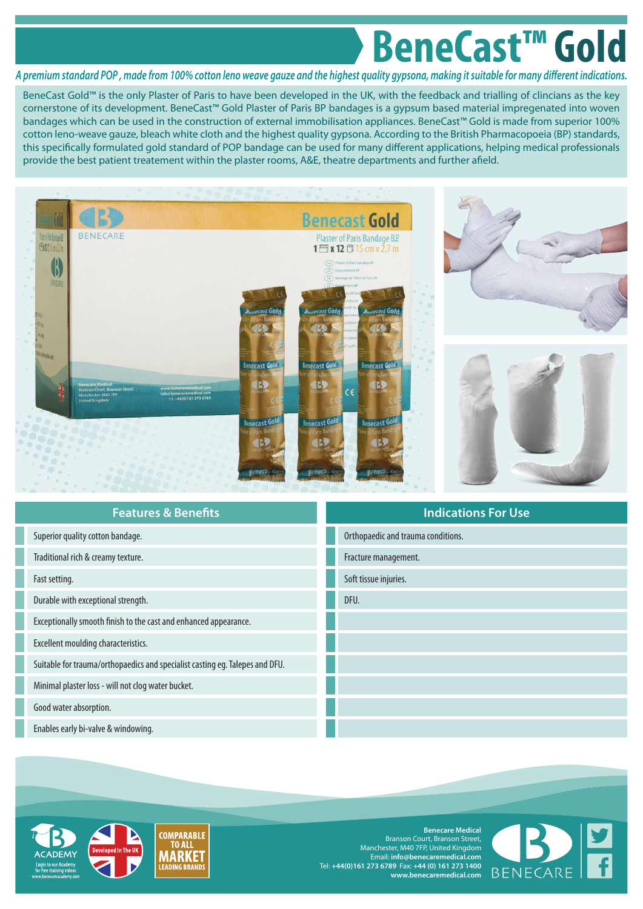# BeneCast™ Gold

*A premium standard POP, made from 100% cotton leno weave gauze and the highest quality gypsona, making it suitable for many different indications.*

BeneCast Gold™ is the only Plaster of Paris to have been developed in the UK, with the feedback and trialling of clincians as the key cornerstone of its development. BeneCast™ Gold Plaster of Paris BP bandages is a gypsum based material impregenated into woven bandages which can be used in the construction of external immobilisation appliances. BeneCast™ Gold is made from superior 100% cotton leno-weave gauze, bleach white cloth and the highest quality gypsona. According to the British Pharmacopoeia (BP) standards, this specifically formulated gold standard of POP bandage can be used for many different applications, helping medical professionals provide the best patient treatement within the plaster rooms, A&E, theatre departments and further afield.

## Features & Benefits

- Superior quality cotton bandage.
- Traditional rich & creamy texture.
- Fast setting.
- Durable with exceptional strength.
- Exceptionally smooth finish to the cast and enhanced appearance.
- Excellent moulding characteristics.
- Suitable for trauma/orthopaedics and specialist casting eg. Talepes and DFU.
- Minimal plaster loss - will not clog water bucket.
- Good water absorption.
- Enables early bi-valve & windowing.

## Indications For Use

- Orthopaedic and trauma conditions.
- Fracture management.
- Soft tissue injuries.
- DFU.

ACADEMY
Login to our Academy for free training videos
www.benecareacademy.com

Developed In The UK

COMPARABLE TO ALL MARKET LEADING BRANDS

**Benecare Medical**
Branson Court, Branson Street,
Manchester, M40 7FP, United Kingdom
Email: **info@benecaremedical.com**
Tel: **+44(0)161 273 6789** Fax: **+44 (0) 161 273 1400**
**www.benecaremedical.com**

BENECARE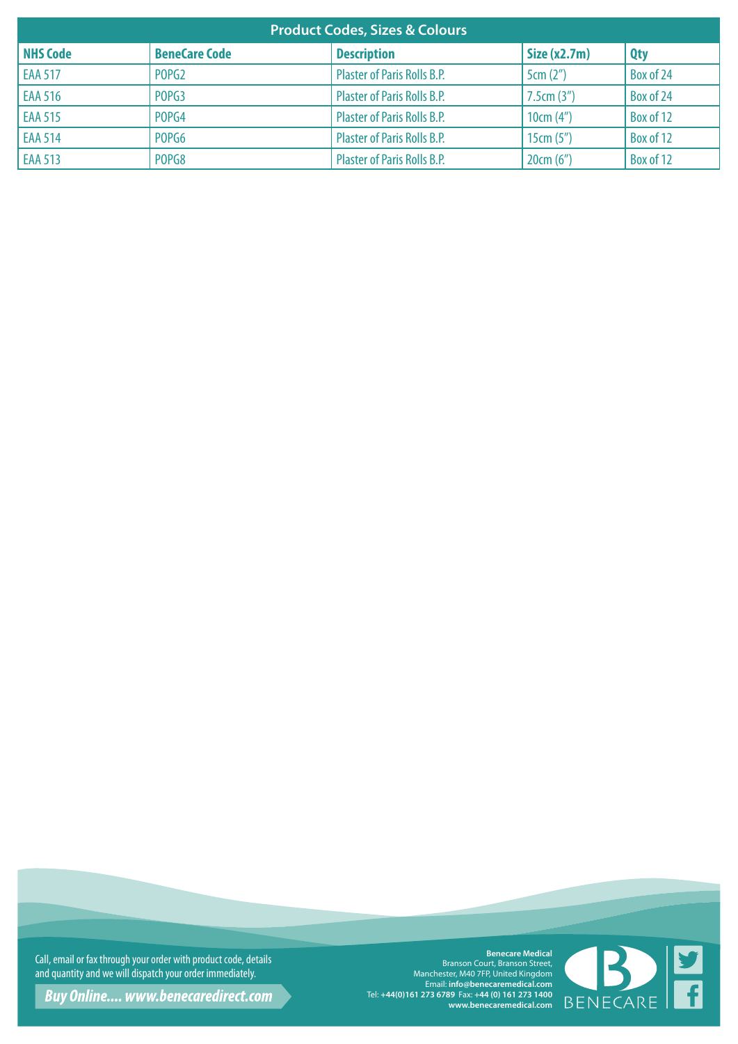## Product Codes, Sizes & Colours

| NHS Code | BeneCare Code | Description | Size (x2.7m) | Qty |
|---|---|---|---|---|
| EAA 517 | POPG2 | Plaster of Paris Rolls B.P. | 5cm (2") | Box of 24 |
| EAA 516 | POPG3 | Plaster of Paris Rolls B.P. | 7.5cm (3") | Box of 24 |
| EAA 515 | POPG4 | Plaster of Paris Rolls B.P. | 10cm (4") | Box of 12 |
| EAA 514 | POPG6 | Plaster of Paris Rolls B.P. | 15cm (5") | Box of 12 |
| EAA 513 | POPG8 | Plaster of Paris Rolls B.P. | 20cm (6") | Box of 12 |

Call, email or fax through your order with product code, details and quantity and we will dispatch your order immediately.

***Buy Online.... www.benecaredirect.com***

**Benecare Medical**
Branson Court, Branson Street,
Manchester, M40 7FP, United Kingdom
Email: **info@benecaremedical.com**
Tel: **+44(0)161 273 6789** Fax: **+44 (0) 161 273 1400**
**www.benecaremedical.com**

BENECARE